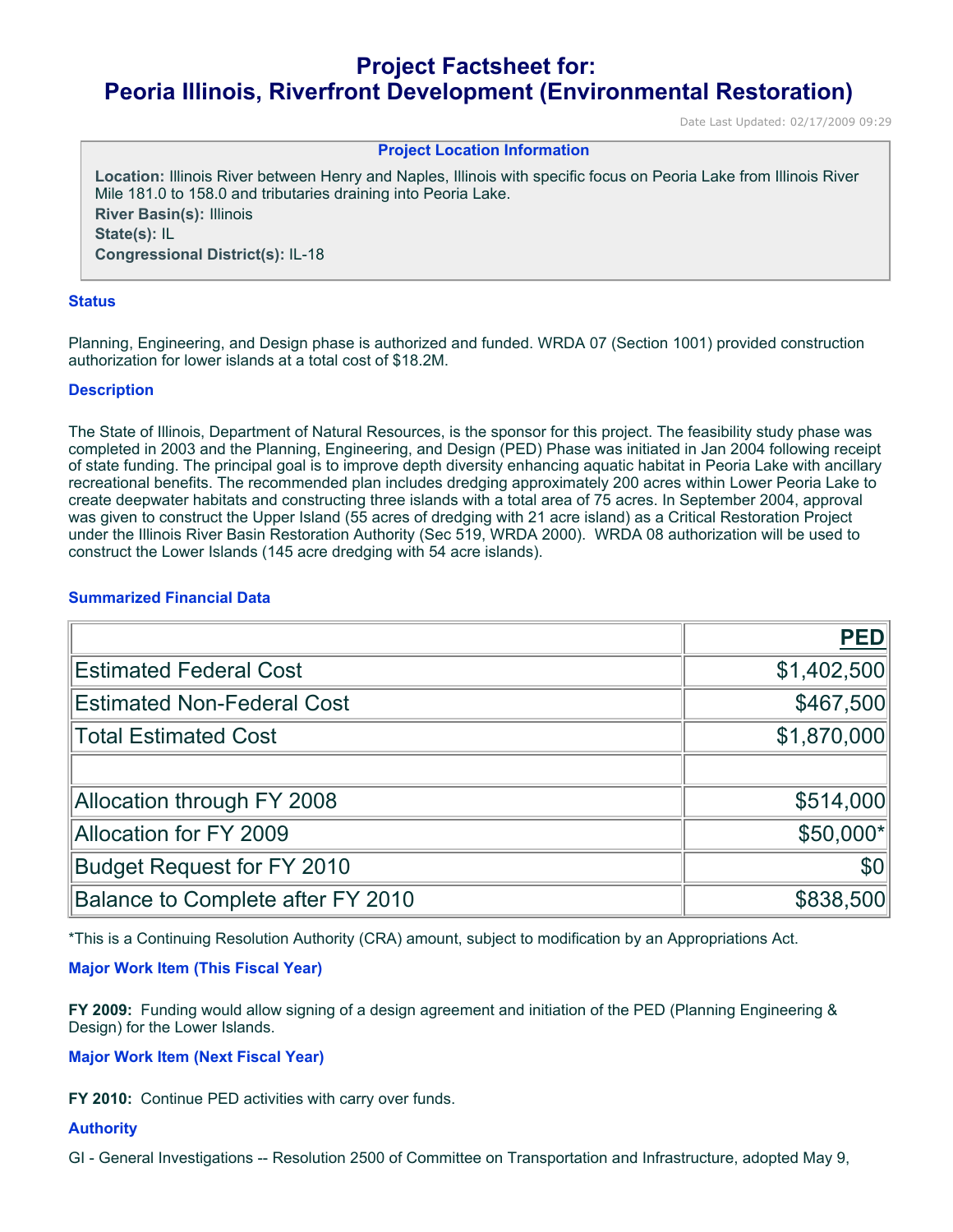# Project Factsheet for: Peoria Illinois, Riverfront Development (Environmental Restoration)

Date Last Updated: 02/17/2009 09:29

### Project Location Information

**Location:** Illinois River between Henry and Naples, Illinois with specific focus on Peoria Lake from Illinois River Mile 181.0 to 158.0 and tributaries draining into Peoria Lake.
**River Basin(s):** Illinois
**State(s):** IL
**Congressional District(s):** IL-18

### Status

Planning, Engineering, and Design phase is authorized and funded. WRDA 07 (Section 1001) provided construction authorization for lower islands at a total cost of $18.2M.

### Description

The State of Illinois, Department of Natural Resources, is the sponsor for this project. The feasibility study phase was completed in 2003 and the Planning, Engineering, and Design (PED) Phase was initiated in Jan 2004 following receipt of state funding. The principal goal is to improve depth diversity enhancing aquatic habitat in Peoria Lake with ancillary recreational benefits. The recommended plan includes dredging approximately 200 acres within Lower Peoria Lake to create deepwater habitats and constructing three islands with a total area of 75 acres. In September 2004, approval was given to construct the Upper Island (55 acres of dredging with 21 acre island) as a Critical Restoration Project under the Illinois River Basin Restoration Authority (Sec 519, WRDA 2000). WRDA 08 authorization will be used to construct the Lower Islands (145 acre dredging with 54 acre islands).

### Summarized Financial Data

| | PED |
|---|---:|
| Estimated Federal Cost | $1,402,500 |
| Estimated Non-Federal Cost | $467,500 |
| Total Estimated Cost | $1,870,000 |
| | |
| Allocation through FY 2008 | $514,000 |
| Allocation for FY 2009 | $50,000* |
| Budget Request for FY 2010 | $0 |
| Balance to Complete after FY 2010 | $838,500 |

*This is a Continuing Resolution Authority (CRA) amount, subject to modification by an Appropriations Act.

### Major Work Item (This Fiscal Year)

**FY 2009:** Funding would allow signing of a design agreement and initiation of the PED (Planning Engineering & Design) for the Lower Islands.

### Major Work Item (Next Fiscal Year)

**FY 2010:** Continue PED activities with carry over funds.

### Authority

GI - General Investigations -- Resolution 2500 of Committee on Transportation and Infrastructure, adopted May 9,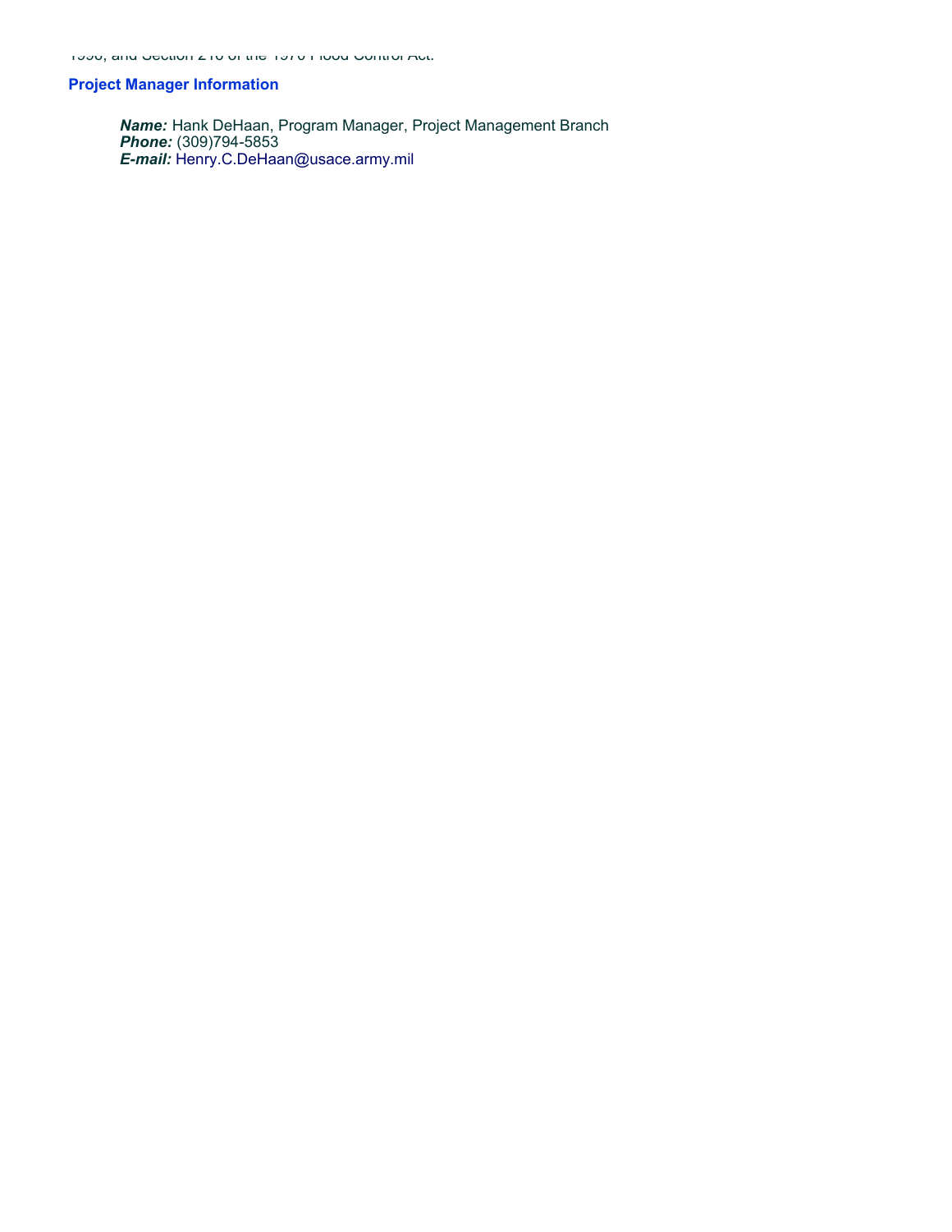1996, and Section 216 of the 1970 Flood Control Act.

## Project Manager Information

***Name:*** Hank DeHaan, Program Manager, Project Management Branch
***Phone:*** (309)794-5853
***E-mail:*** Henry.C.DeHaan@usace.army.mil